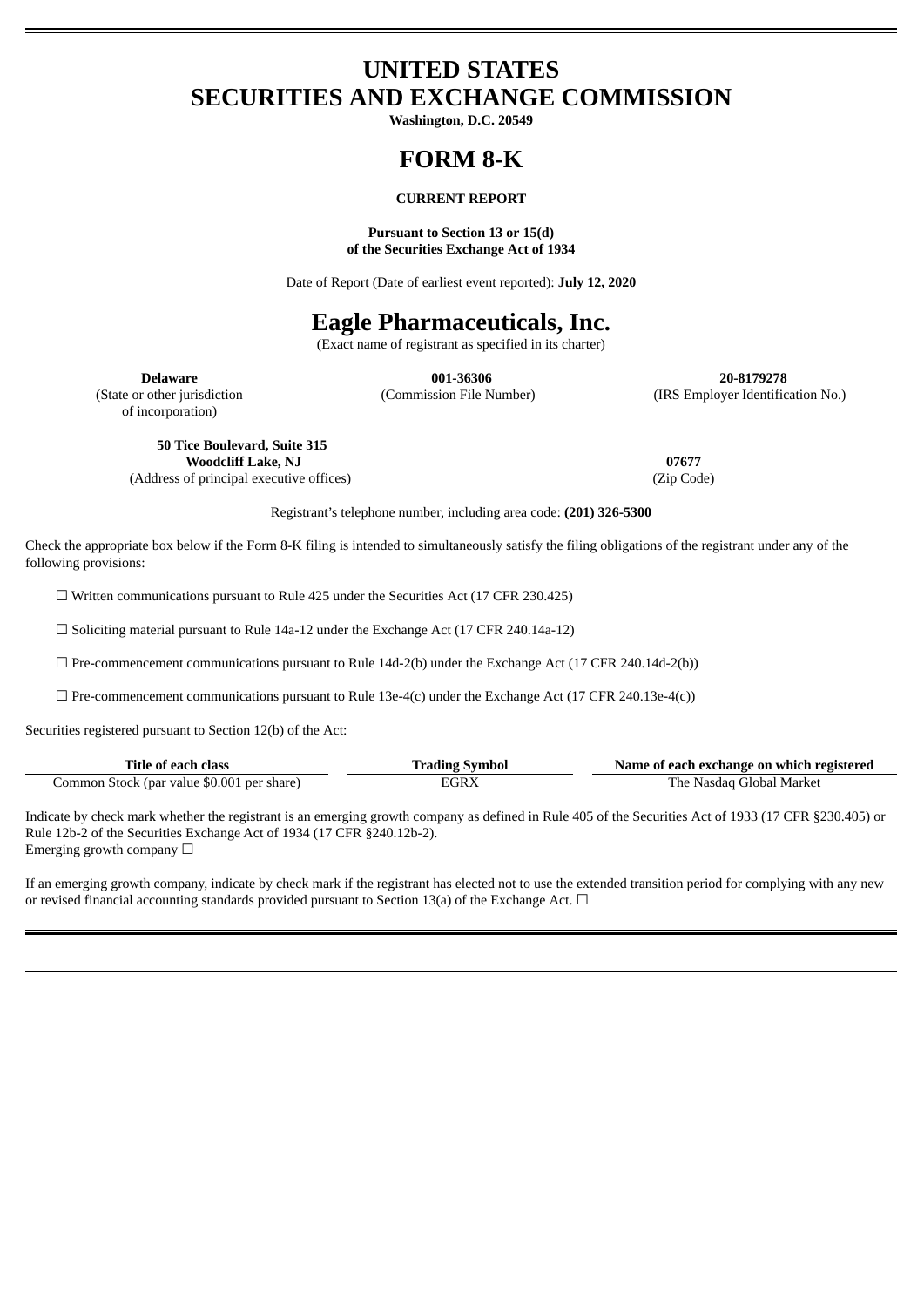# UNITED STATES
# SECURITIES AND EXCHANGE COMMISSION

**Washington, D.C. 20549**

# FORM 8-K

**CURRENT REPORT**

**Pursuant to Section 13 or 15(d)
of the Securities Exchange Act of 1934**

Date of Report (Date of earliest event reported): **July 12, 2020**

# Eagle Pharmaceuticals, Inc.

(Exact name of registrant as specified in its charter)

| **Delaware** | **001-36306** | **20-8179278** |
|---|---|---|
| (State or other jurisdiction of incorporation) | (Commission File Number) | (IRS Employer Identification No.) |

| **50 Tice Boulevard, Suite 315 Woodcliff Lake, NJ** | **07677** |
|---|---|
| (Address of principal executive offices) | (Zip Code) |

Registrant's telephone number, including area code: **(201) 326-5300**

Check the appropriate box below if the Form 8-K filing is intended to simultaneously satisfy the filing obligations of the registrant under any of the following provisions:

☐ Written communications pursuant to Rule 425 under the Securities Act (17 CFR 230.425)

☐ Soliciting material pursuant to Rule 14a-12 under the Exchange Act (17 CFR 240.14a-12)

☐ Pre-commencement communications pursuant to Rule 14d-2(b) under the Exchange Act (17 CFR 240.14d-2(b))

☐ Pre-commencement communications pursuant to Rule 13e-4(c) under the Exchange Act (17 CFR 240.13e-4(c))

Securities registered pursuant to Section 12(b) of the Act:

| Title of each class | Trading Symbol | Name of each exchange on which registered |
|---|---|---|
| Common Stock (par value $0.001 per share) | EGRX | The Nasdaq Global Market |

Indicate by check mark whether the registrant is an emerging growth company as defined in Rule 405 of the Securities Act of 1933 (17 CFR §230.405) or Rule 12b-2 of the Securities Exchange Act of 1934 (17 CFR §240.12b-2).
Emerging growth company ☐

If an emerging growth company, indicate by check mark if the registrant has elected not to use the extended transition period for complying with any new or revised financial accounting standards provided pursuant to Section 13(a) of the Exchange Act. ☐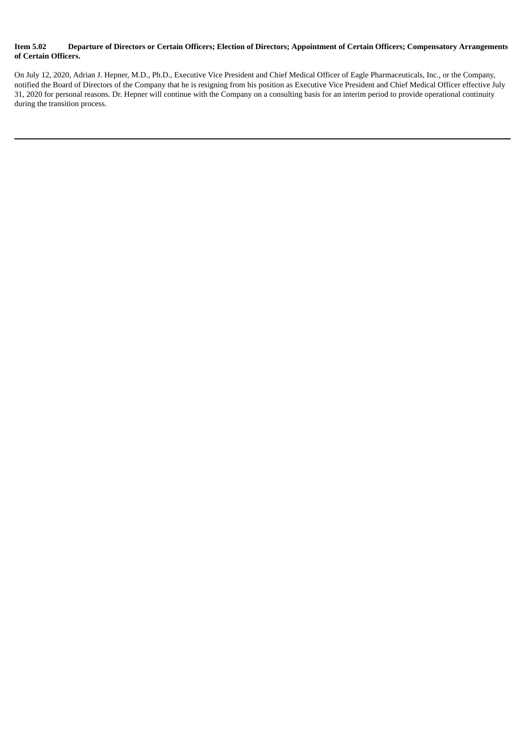**Item 5.02 Departure of Directors or Certain Officers; Election of Directors; Appointment of Certain Officers; Compensatory Arrangements of Certain Officers.**

On July 12, 2020, Adrian J. Hepner, M.D., Ph.D., Executive Vice President and Chief Medical Officer of Eagle Pharmaceuticals, Inc., or the Company, notified the Board of Directors of the Company that he is resigning from his position as Executive Vice President and Chief Medical Officer effective July 31, 2020 for personal reasons. Dr. Hepner will continue with the Company on a consulting basis for an interim period to provide operational continuity during the transition process.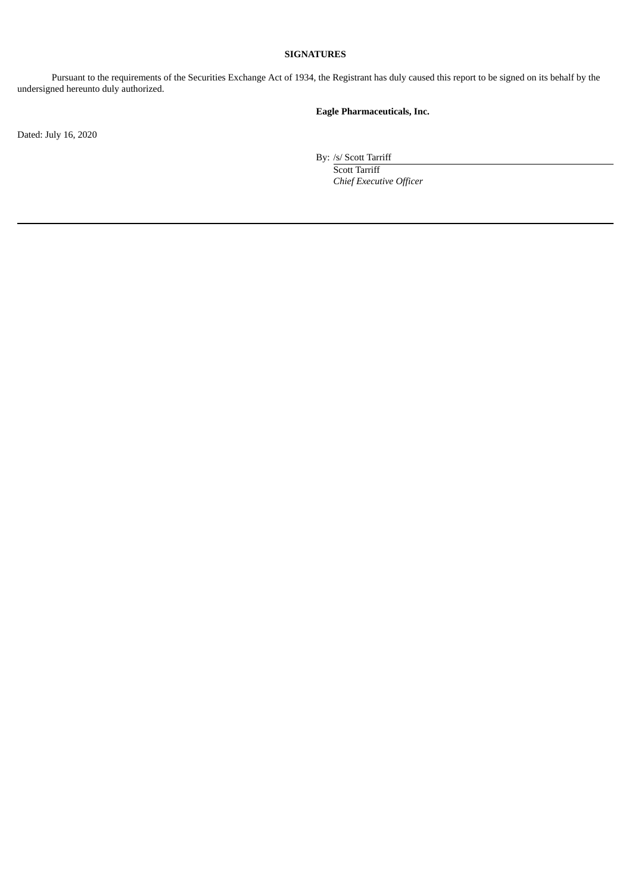**SIGNATURES**

Pursuant to the requirements of the Securities Exchange Act of 1934, the Registrant has duly caused this report to be signed on its behalf by the undersigned hereunto duly authorized.

**Eagle Pharmaceuticals, Inc.**

Dated: July 16, 2020

By: /s/ Scott Tarriff

Scott Tarriff

*Chief Executive Officer*